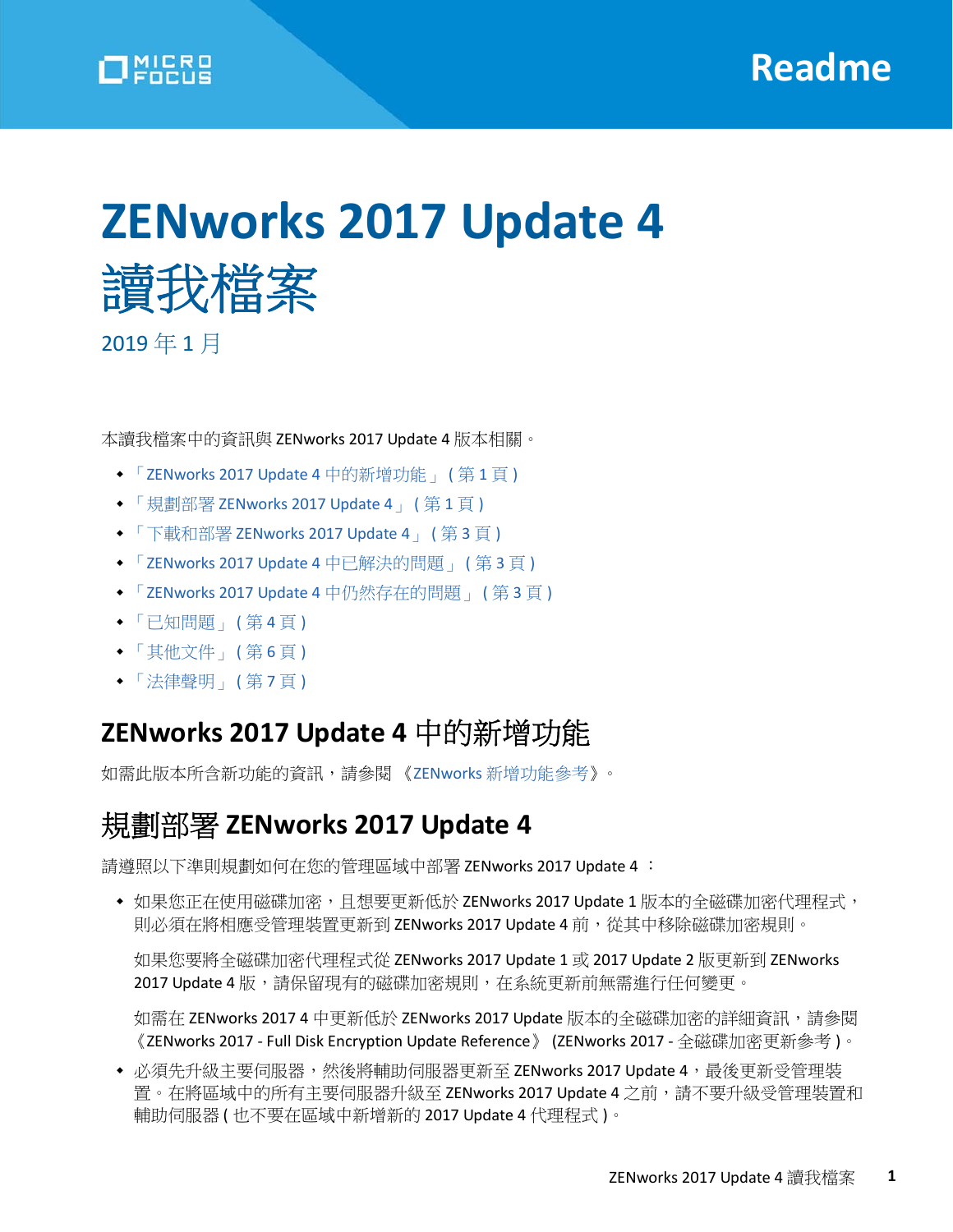# ZENworks 2017 Update 4 讀我檔案

2019 年 1 月

本讀我檔案中的資訊與 ZENworks 2017 Update 4 版本相關。

- 「ZENworks 2017 Update 4 中的新增功能」 ( 第 1 頁 )
- 「規劃部署 ZENworks 2017 Update 4」 ( 第 1 頁 )
- 「下載和部署 ZENworks 2017 Update 4」 ( 第 3 頁 )
- 「ZENworks 2017 Update 4 中已解決的問題」 ( 第 3 頁 )
- 「ZENworks 2017 Update 4 中仍然存在的問題」 ( 第 3 頁 )
- 「已知問題」 ( 第 4 頁 )
- 「其他文件」 ( 第 6 頁 )
- 「法律聲明」 ( 第 7 頁 )

## ZENworks 2017 Update 4 中的新增功能

如需此版本所含新功能的資訊，請參閱 《ZENworks 新增功能參考》。

## 規劃部署 ZENworks 2017 Update 4

請遵照以下準則規劃如何在您的管理區域中部署 ZENworks 2017 Update 4 ：

- 如果您正在使用磁碟加密，且想要更新低於 ZENworks 2017 Update 1 版本的全磁碟加密代理程式，則必須在將相應受管理裝置更新到 ZENworks 2017 Update 4 前，從其中移除磁碟加密規則。

  如果您要將全磁碟加密代理程式從 ZENworks 2017 Update 1 或 2017 Update 2 版更新到 ZENworks 2017 Update 4 版，請保留現有的磁碟加密規則，在系統更新前無需進行任何變更。

  如需在 ZENworks 2017 4 中更新低於 ZENworks 2017 Update 版本的全磁碟加密的詳細資訊，請參閱 《ZENworks 2017 - Full Disk Encryption Update Reference》 (ZENworks 2017 - 全磁碟加密更新參考 )。

- 必須先升級主要伺服器，然後將輔助伺服器更新至 ZENworks 2017 Update 4，最後更新受管理裝置。在將區域中的所有主要伺服器升級至 ZENworks 2017 Update 4 之前，請不要升級受管理裝置和輔助伺服器 ( 也不要在區域中新增新的 2017 Update 4 代理程式 )。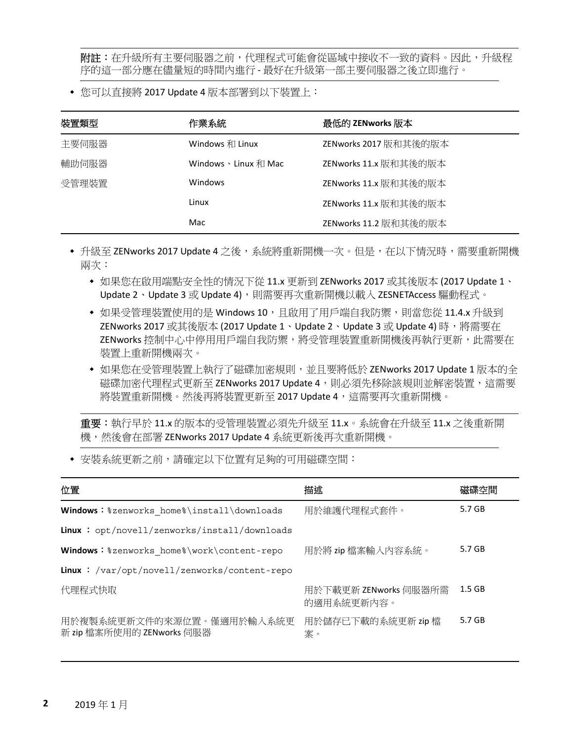**附註：**在升級所有主要伺服器之前，代理程式可能會從區域中接收不一致的資料。因此，升級程序的這一部分應在儘量短的時間內進行 - 最好在升級第一部主要伺服器之後立即進行。

- 您可以直接將 2017 Update 4 版本部署到以下裝置上：

| 裝置類型 | 作業系統 | 最低的 ZENworks 版本 |
|---|---|---|
| 主要伺服器 | Windows 和 Linux | ZENworks 2017 版和其後的版本 |
| 輔助伺服器 | Windows、Linux 和 Mac | ZENworks 11.x 版和其後的版本 |
| 受管理裝置 | Windows | ZENworks 11.x 版和其後的版本 |
| | Linux | ZENworks 11.x 版和其後的版本 |
| | Mac | ZENworks 11.2 版和其後的版本 |

- 升級至 ZENworks 2017 Update 4 之後，系統將重新開機一次。但是，在以下情況時，需要重新開機兩次：
  - 如果您在啟用端點安全性的情況下從 11.x 更新到 ZENworks 2017 或其後版本 (2017 Update 1、Update 2、Update 3 或 Update 4)，則需要再次重新開機以載入 ZESNETAccess 驅動程式。
  - 如果受管理裝置使用的是 Windows 10，且啟用了用戶端自我防禦，則當您從 11.4.x 升級到 ZENworks 2017 或其後版本 (2017 Update 1、Update 2、Update 3 或 Update 4) 時，將需要在 ZENworks 控制中心中停用用戶端自我防禦，將受管理裝置重新開機後再執行更新，此需要在裝置上重新開機兩次。
  - 如果您在受管理裝置上執行了磁碟加密規則，並且要將低於 ZENworks 2017 Update 1 版本的全磁碟加密代理程式更新至 ZENworks 2017 Update 4，則必須先移除該規則並解密裝置，這需要將裝置重新開機。然後再將裝置更新至 2017 Update 4，這需要再次重新開機。

**重要：**執行早於 11.x 的版本的受管理裝置必須先升級至 11.x。系統會在升級至 11.x 之後重新開機，然後會在部署 ZENworks 2017 Update 4 系統更新後再次重新開機。

- 安裝系統更新之前，請確定以下位置有足夠的可用磁碟空間：

| 位置 | 描述 | 磁碟空間 |
|---|---|---|
| **Windows**：`%zenworks_home%\install\downloads`<br>**Linux**： `opt/novell/zenworks/install/downloads` | 用於維護代理程式套件。 | 5.7 GB |
| **Windows**：`%zenworks_home%\work\content-repo`<br>**Linux**： `/var/opt/novell/zenworks/content-repo` | 用於將 zip 檔案輸入內容系統。 | 5.7 GB |
| 代理程式快取 | 用於下載更新 ZENworks 伺服器所需的適用系統更新內容。 | 1.5 GB |
| 用於複製系統更新文件的來源位置。僅適用於輸入系統更新 zip 檔案所使用的 ZENworks 伺服器 | 用於儲存已下載的系統更新 zip 檔案。 | 5.7 GB |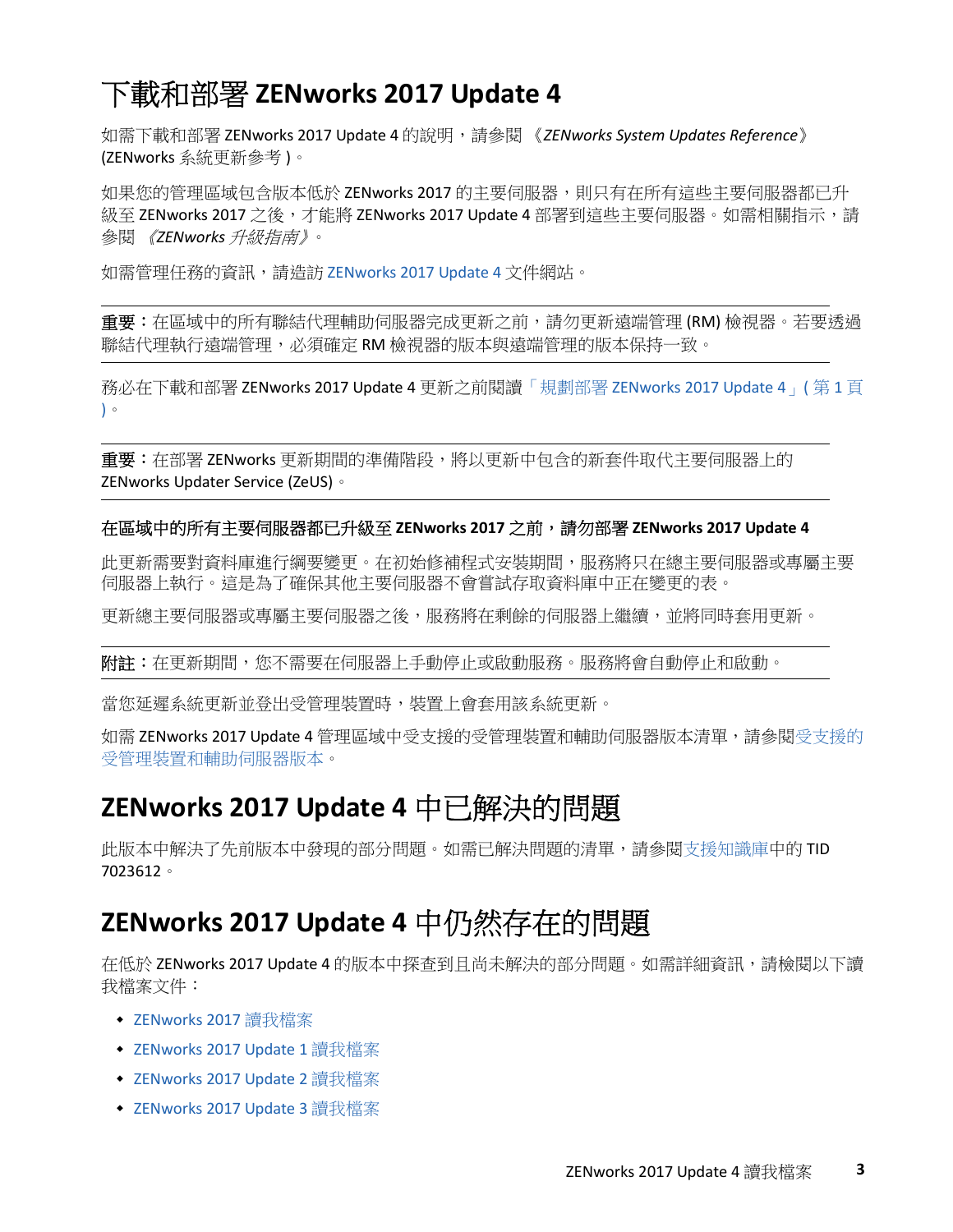# 下載和部署 ZENworks 2017 Update 4

如需下載和部署 ZENworks 2017 Update 4 的說明，請參閱 《*ZENworks System Updates Reference*》 (ZENworks 系統更新參考 )。

如果您的管理區域包含版本低於 ZENworks 2017 的主要伺服器，則只有在所有這些主要伺服器都已升級至 ZENworks 2017 之後，才能將 ZENworks 2017 Update 4 部署到這些主要伺服器。如需相關指示，請參閱 *《ZENworks 升級指南》*。

如需管理任務的資訊，請造訪 ZENworks 2017 Update 4 文件網站。

**重要：**在區域中的所有聯結代理輔助伺服器完成更新之前，請勿更新遠端管理 (RM) 檢視器。若要透過聯結代理執行遠端管理，必須確定 RM 檢視器的版本與遠端管理的版本保持一致。

務必在下載和部署 ZENworks 2017 Update 4 更新之前閱讀「規劃部署 ZENworks 2017 Update 4」( 第 1 頁 )。

**重要：**在部署 ZENworks 更新期間的準備階段，將以更新中包含的新套件取代主要伺服器上的 ZENworks Updater Service (ZeUS)。

**在區域中的所有主要伺服器都已升級至 ZENworks 2017 之前，請勿部署 ZENworks 2017 Update 4**

此更新需要對資料庫進行綱要變更。在初始修補程式安裝期間，服務將只在總主要伺服器或專屬主要伺服器上執行。這是為了確保其他主要伺服器不會嘗試存取資料庫中正在變更的表。

更新總主要伺服器或專屬主要伺服器之後，服務將在剩餘的伺服器上繼續，並將同時套用更新。

**附註：**在更新期間，您不需要在伺服器上手動停止或啟動服務。服務將會自動停止和啟動。

當您延遲系統更新並登出受管理裝置時，裝置上會套用該系統更新。

如需 ZENworks 2017 Update 4 管理區域中受支援的受管理裝置和輔助伺服器版本清單，請參閱受支援的受管理裝置和輔助伺服器版本。

# ZENworks 2017 Update 4 中已解決的問題

此版本中解決了先前版本中發現的部分問題。如需已解決問題的清單，請參閱支援知識庫中的 TID 7023612。

# ZENworks 2017 Update 4 中仍然存在的問題

在低於 ZENworks 2017 Update 4 的版本中探查到且尚未解決的部分問題。如需詳細資訊，請檢閱以下讀我檔案文件：

- ZENworks 2017 讀我檔案
- ZENworks 2017 Update 1 讀我檔案
- ZENworks 2017 Update 2 讀我檔案
- ZENworks 2017 Update 3 讀我檔案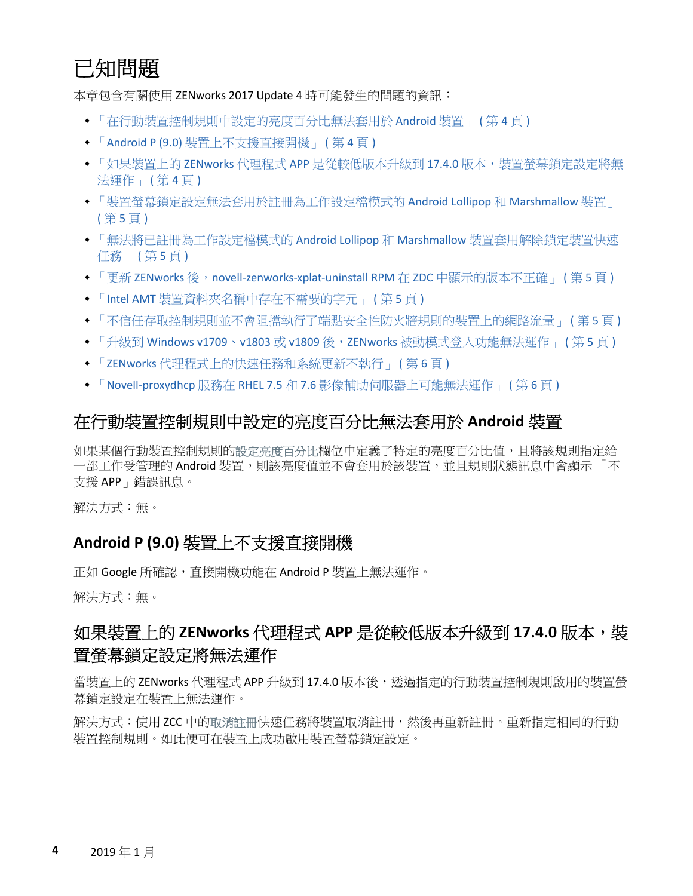# 已知問題

本章包含有關使用 ZENworks 2017 Update 4 時可能發生的問題的資訊：

- 「在行動裝置控制規則中設定的亮度百分比無法套用於 Android 裝置」 ( 第 4 頁 )
- 「Android P (9.0) 裝置上不支援直接開機」 ( 第 4 頁 )
- 「如果裝置上的 ZENworks 代理程式 APP 是從較低版本升級到 17.4.0 版本，裝置螢幕鎖定設定將無法運作」 ( 第 4 頁 )
- 「裝置螢幕鎖定設定無法套用於註冊為工作設定檔模式的 Android Lollipop 和 Marshmallow 裝置」 ( 第 5 頁 )
- 「無法將已註冊為工作設定檔模式的 Android Lollipop 和 Marshmallow 裝置套用解除鎖定裝置快速任務」 ( 第 5 頁 )
- 「更新 ZENworks 後，novell-zenworks-xplat-uninstall RPM 在 ZDC 中顯示的版本不正確」 ( 第 5 頁 )
- 「Intel AMT 裝置資料夾名稱中存在不需要的字元」 ( 第 5 頁 )
- 「不信任存取控制規則並不會阻擋執行了端點安全性防火牆規則的裝置上的網路流量」 ( 第 5 頁 )
- 「升級到 Windows v1709、v1803 或 v1809 後，ZENworks 被動模式登入功能無法運作」 ( 第 5 頁 )
- 「ZENworks 代理程式上的快速任務和系統更新不執行」 ( 第 6 頁 )
- 「Novell-proxydhcp 服務在 RHEL 7.5 和 7.6 影像輔助伺服器上可能無法運作」 ( 第 6 頁 )

## 在行動裝置控制規則中設定的亮度百分比無法套用於 Android 裝置

如果某個行動裝置控制規則的設定亮度百分比欄位中定義了特定的亮度百分比值，且將該規則指定給一部工作受管理的 Android 裝置，則該亮度值並不會套用於該裝置，並且規則狀態訊息中會顯示 「不支援 APP」錯誤訊息。

解決方式：無。

## Android P (9.0) 裝置上不支援直接開機

正如 Google 所確認，直接開機功能在 Android P 裝置上無法運作。

解決方式：無。

## 如果裝置上的 ZENworks 代理程式 APP 是從較低版本升級到 17.4.0 版本，裝置螢幕鎖定設定將無法運作

當裝置上的 ZENworks 代理程式 APP 升級到 17.4.0 版本後，透過指定的行動裝置控制規則啟用的裝置螢幕鎖定設定在裝置上無法運作。

解決方式：使用 ZCC 中的取消註冊快速任務將裝置取消註冊，然後再重新註冊。重新指定相同的行動裝置控制規則。如此便可在裝置上成功啟用裝置螢幕鎖定設定。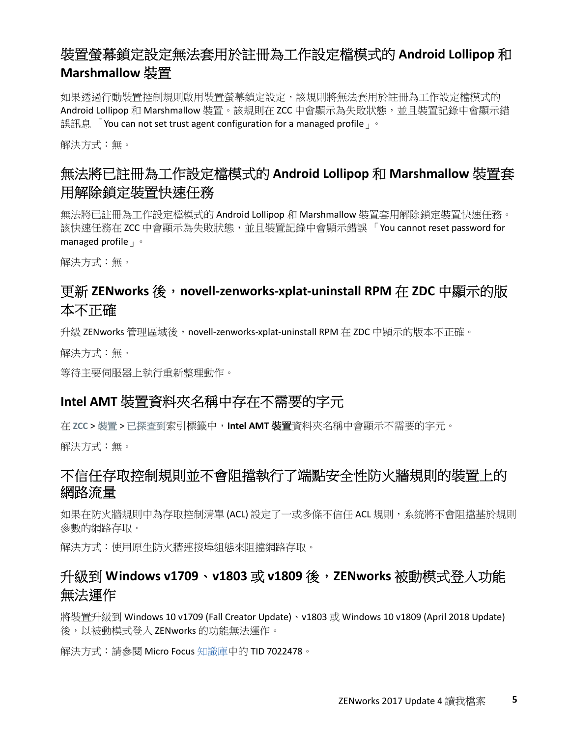## 裝置螢幕鎖定設定無法套用於註冊為工作設定檔模式的 **Android Lollipop** 和 **Marshmallow** 裝置

如果透過行動裝置控制規則啟用裝置螢幕鎖定設定，該規則將無法套用於註冊為工作設定檔模式的 Android Lollipop 和 Marshmallow 裝置。該規則在 ZCC 中會顯示為失敗狀態，並且裝置記錄中會顯示錯誤訊息 「You can not set trust agent configuration for a managed profile」。

解決方式：無。

## 無法將已註冊為工作設定檔模式的 **Android Lollipop** 和 **Marshmallow** 裝置套用解除鎖定裝置快速任務

無法將已註冊為工作設定檔模式的 Android Lollipop 和 Marshmallow 裝置套用解除鎖定裝置快速任務。該快速任務在 ZCC 中會顯示為失敗狀態，並且裝置記錄中會顯示錯誤 「You cannot reset password for managed profile」。

解決方式：無。

## 更新 **ZENworks** 後，**novell-zenworks-xplat-uninstall RPM** 在 **ZDC** 中顯示的版本不正確

升級 ZENworks 管理區域後，novell-zenworks-xplat-uninstall RPM 在 ZDC 中顯示的版本不正確。

解決方式：無。

等待主要伺服器上執行重新整理動作。

## **Intel AMT** 裝置資料夾名稱中存在不需要的字元

在 **ZCC** > 裝置 > 已探查到索引標籤中，**Intel AMT 裝置**資料夾名稱中會顯示不需要的字元。

解決方式：無。

## 不信任存取控制規則並不會阻擋執行了端點安全性防火牆規則的裝置上的網路流量

如果在防火牆規則中為存取控制清單 (ACL) 設定了一或多條不信任 ACL 規則，系統將不會阻擋基於規則參數的網路存取。

解決方式：使用原生防火牆連接埠組態來阻擋網路存取。

## 升級到 **Windows v1709**、**v1803** 或 **v1809** 後，**ZENworks** 被動模式登入功能無法運作

將裝置升級到 Windows 10 v1709 (Fall Creator Update)、v1803 或 Windows 10 v1809 (April 2018 Update) 後，以被動模式登入 ZENworks 的功能無法運作。

解決方式：請參閱 Micro Focus 知識庫中的 TID 7022478。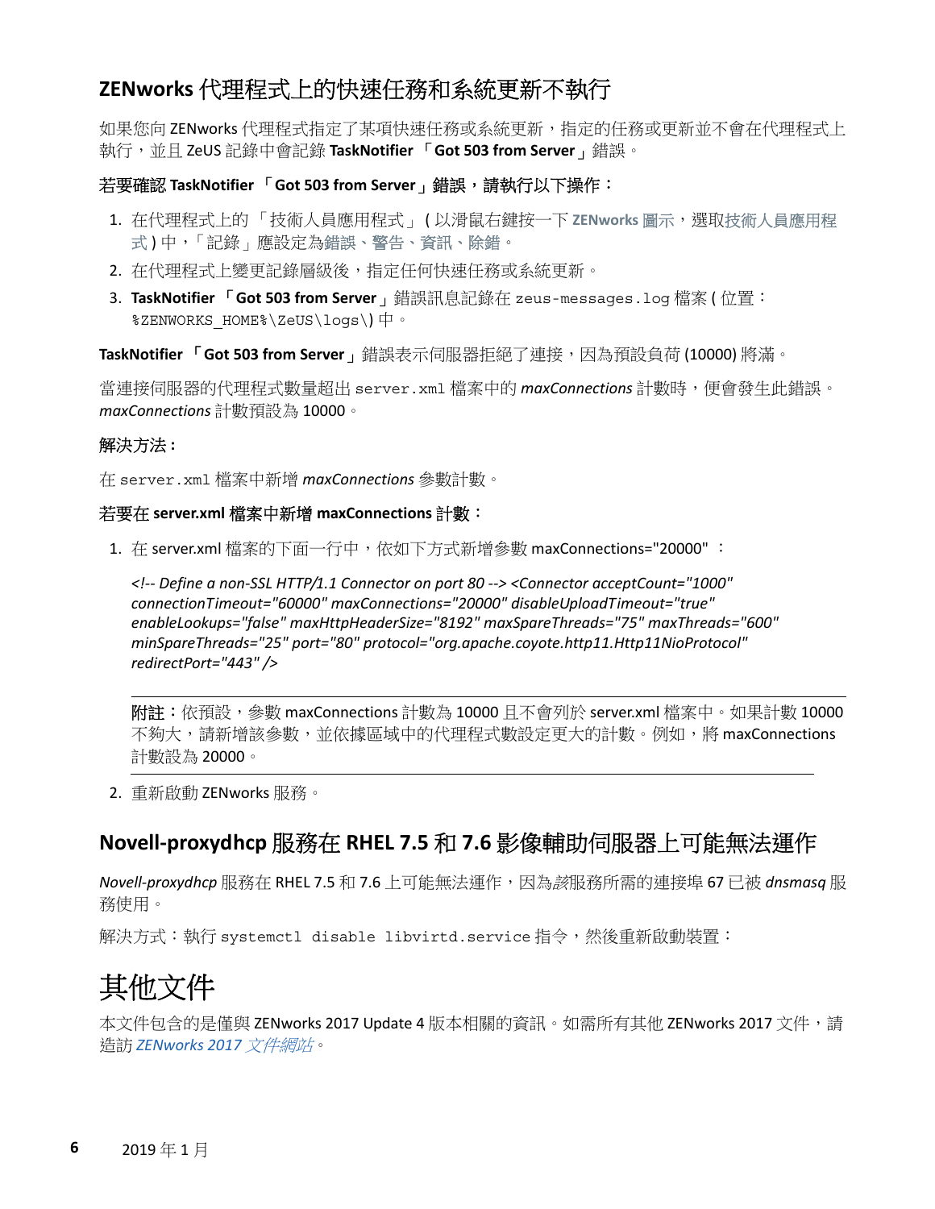## ZENworks 代理程式上的快速任務和系統更新不執行

如果您向 ZENworks 代理程式指定了某項快速任務或系統更新，指定的任務或更新並不會在代理程式上執行，並且 ZeUS 記錄中會記錄 **TaskNotifier 「Got 503 from Server」**錯誤。

**若要確認 TaskNotifier 「Got 503 from Server」錯誤，請執行以下操作：**

1. 在代理程式上的 「技術人員應用程式」 ( 以滑鼠右鍵按一下 **ZENworks** 圖示，選取技術人員應用程式 ) 中，「記錄」應設定為錯誤、警告、資訊、除錯。
2. 在代理程式上變更記錄層級後，指定任何快速任務或系統更新。
3. **TaskNotifier 「Got 503 from Server」**錯誤訊息記錄在 `zeus-messages.log` 檔案 ( 位置：`%ZENWORKS_HOME%\ZeUS\logs\`) 中。

**TaskNotifier 「Got 503 from Server」**錯誤表示伺服器拒絕了連接，因為預設負荷 (10000) 將滿。

當連接伺服器的代理程式數量超出 `server.xml` 檔案中的 *maxConnections* 計數時，便會發生此錯誤。*maxConnections* 計數預設為 10000。

**解決方法：**

在 `server.xml` 檔案中新增 *maxConnections* 參數計數。

**若要在 server.xml 檔案中新增 maxConnections 計數：**

1. 在 server.xml 檔案的下面一行中，依如下方式新增參數 maxConnections="20000" ：

   *<!-- Define a non-SSL HTTP/1.1 Connector on port 80 --> <Connector acceptCount="1000" connectionTimeout="60000" maxConnections="20000" disableUploadTimeout="true" enableLookups="false" maxHttpHeaderSize="8192" maxSpareThreads="75" maxThreads="600" minSpareThreads="25" port="80" protocol="org.apache.coyote.http11.Http11NioProtocol" redirectPort="443" />*

   ---

   **附註：**依預設，參數 maxConnections 計數為 10000 且不會列於 server.xml 檔案中。如果計數 10000 不夠大，請新增該參數，並依據區域中的代理程式數設定更大的計數。例如，將 maxConnections 計數設為 20000。

   ---

2. 重新啟動 ZENworks 服務。

## Novell-proxydhcp 服務在 RHEL 7.5 和 7.6 影像輔助伺服器上可能無法運作

*Novell-proxydhcp* 服務在 RHEL 7.5 和 7.6 上可能無法運作，因為*該*服務所需的連接埠 67 已被 *dnsmasq* 服務使用。

解決方式：執行 `systemctl disable libvirtd.service` 指令，然後重新啟動裝置：

# 其他文件

本文件包含的是僅與 ZENworks 2017 Update 4 版本相關的資訊。如需所有其他 ZENworks 2017 文件，請造訪 *ZENworks 2017 文件網站*。

2019 年 1 月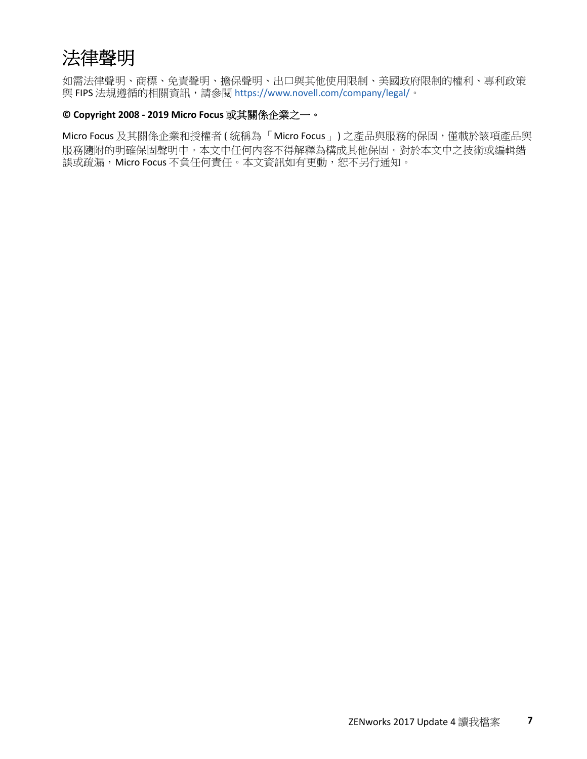# 法律聲明

如需法律聲明、商標、免責聲明、擔保聲明、出口與其他使用限制、美國政府限制的權利、專利政策與 FIPS 法規遵循的相關資訊，請參閱 https://www.novell.com/company/legal/。

**© Copyright 2008 - 2019 Micro Focus 或其關係企業之一。**

Micro Focus 及其關係企業和授權者 ( 統稱為「Micro Focus」) 之產品與服務的保固，僅載於該項產品與服務隨附的明確保固聲明中。本文中任何內容不得解釋為構成其他保固。對於本文中之技術或編輯錯誤或疏漏，Micro Focus 不負任何責任。本文資訊如有更動，恕不另行通知。